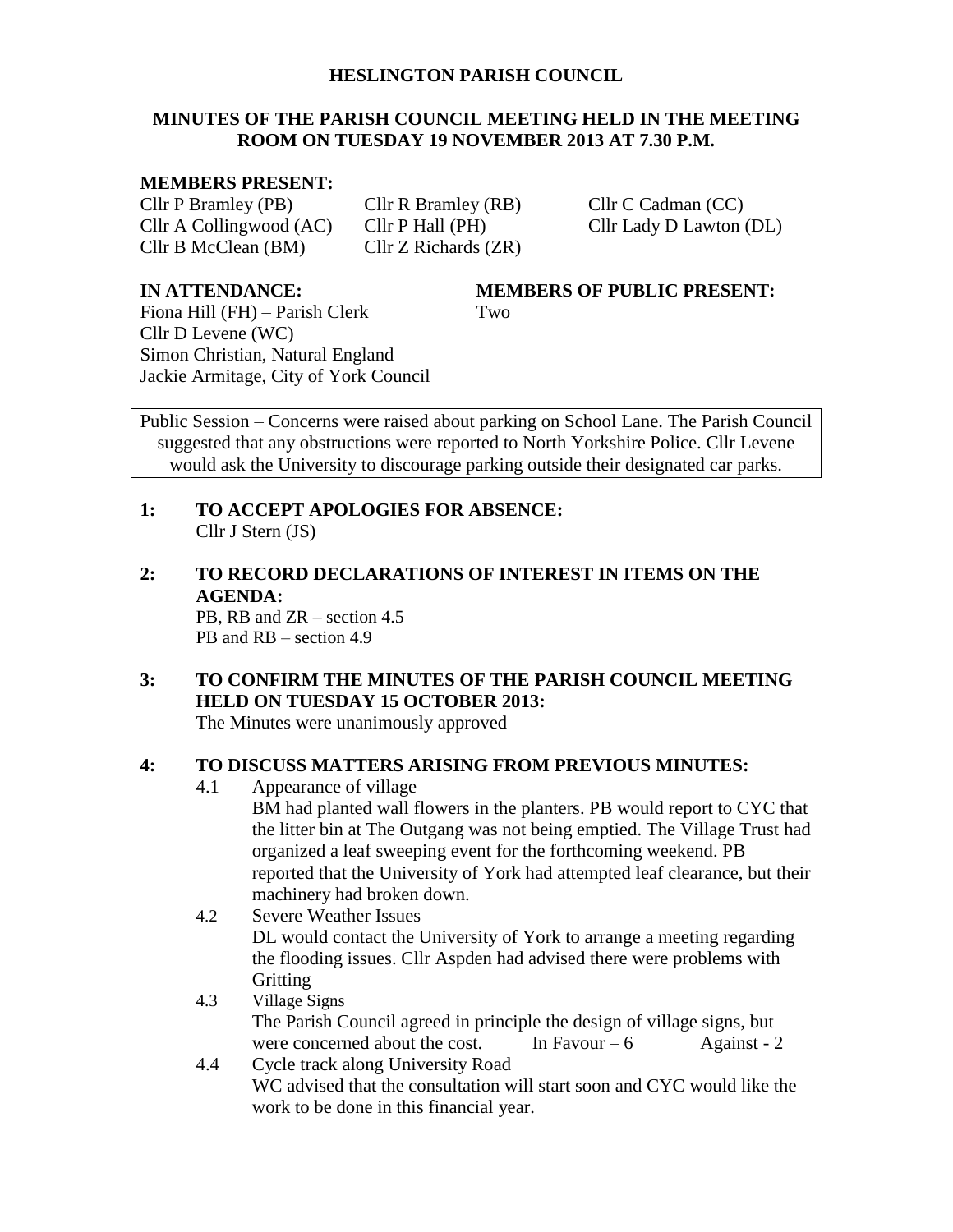# HESLINGTON PARISH COUNCIL

## MINUTES OF THE PARISH COUNCIL MEETING HELD IN THE MEETING ROOM ON TUESDAY 19 NOVEMBER 2013 AT 7.30 P.M.

**MEMBERS PRESENT:**

Cllr P Bramley (PB)
Cllr R Bramley (RB)
Cllr C Cadman (CC)
Cllr A Collingwood (AC)
Cllr P Hall (PH)
Cllr Lady D Lawton (DL)
Cllr B McClean (BM)
Cllr Z Richards (ZR)

**IN ATTENDANCE:**

Fiona Hill (FH) – Parish Clerk
Cllr D Levene (WC)
Simon Christian, Natural England
Jackie Armitage, City of York Council

**MEMBERS OF PUBLIC PRESENT:**

Two

Public Session – Concerns were raised about parking on School Lane. The Parish Council suggested that any obstructions were reported to North Yorkshire Police. Cllr Levene would ask the University to discourage parking outside their designated car parks.

**1: TO ACCEPT APOLOGIES FOR ABSENCE:**

Cllr J Stern (JS)

**2: TO RECORD DECLARATIONS OF INTEREST IN ITEMS ON THE AGENDA:**

PB, RB and ZR – section 4.5
PB and RB – section 4.9

**3: TO CONFIRM THE MINUTES OF THE PARISH COUNCIL MEETING HELD ON TUESDAY 15 OCTOBER 2013:**

The Minutes were unanimously approved

**4: TO DISCUSS MATTERS ARISING FROM PREVIOUS MINUTES:**

4.1 Appearance of village
BM had planted wall flowers in the planters. PB would report to CYC that the litter bin at The Outgang was not being emptied. The Village Trust had organized a leaf sweeping event for the forthcoming weekend. PB reported that the University of York had attempted leaf clearance, but their machinery had broken down.

4.2 Severe Weather Issues
DL would contact the University of York to arrange a meeting regarding the flooding issues. Cllr Aspden had advised there were problems with Gritting

4.3 Village Signs
The Parish Council agreed in principle the design of village signs, but were concerned about the cost. In Favour – 6 Against - 2

4.4 Cycle track along University Road
WC advised that the consultation will start soon and CYC would like the work to be done in this financial year.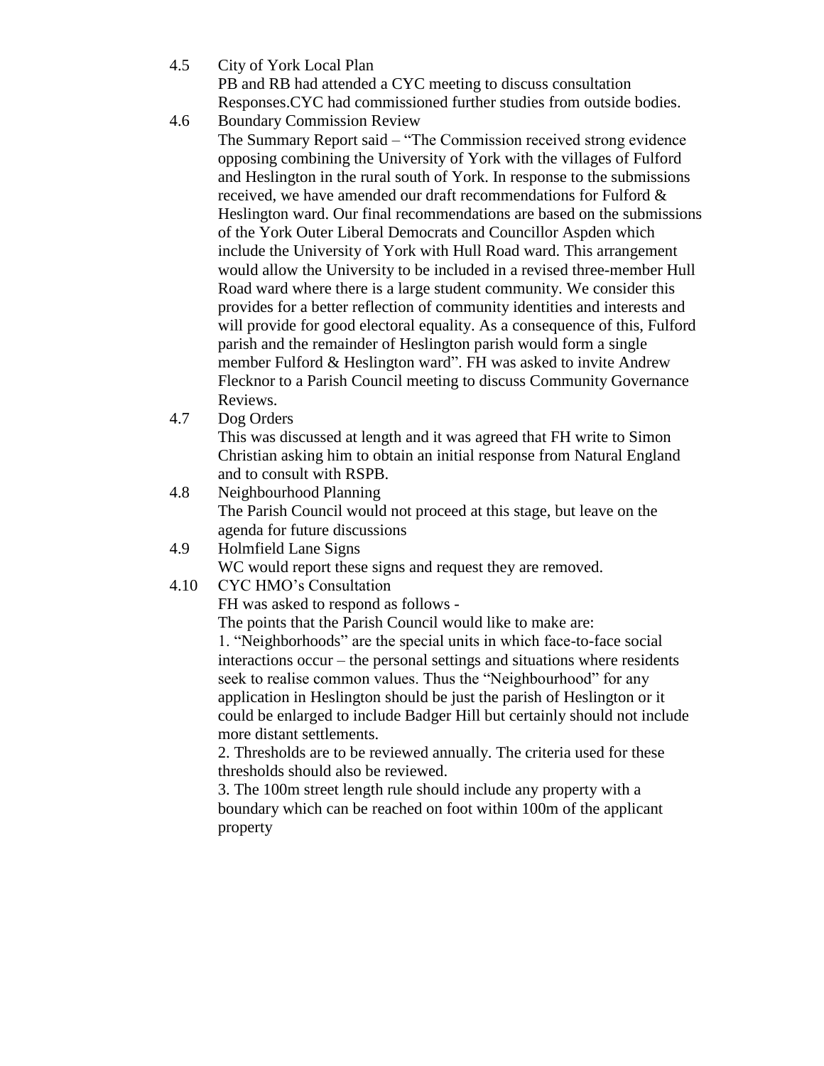4.5 City of York Local Plan

PB and RB had attended a CYC meeting to discuss consultation Responses.CYC had commissioned further studies from outside bodies.

4.6 Boundary Commission Review

The Summary Report said – "The Commission received strong evidence opposing combining the University of York with the villages of Fulford and Heslington in the rural south of York. In response to the submissions received, we have amended our draft recommendations for Fulford & Heslington ward. Our final recommendations are based on the submissions of the York Outer Liberal Democrats and Councillor Aspden which include the University of York with Hull Road ward. This arrangement would allow the University to be included in a revised three-member Hull Road ward where there is a large student community. We consider this provides for a better reflection of community identities and interests and will provide for good electoral equality. As a consequence of this, Fulford parish and the remainder of Heslington parish would form a single member Fulford & Heslington ward". FH was asked to invite Andrew Flecknor to a Parish Council meeting to discuss Community Governance Reviews.

4.7 Dog Orders

This was discussed at length and it was agreed that FH write to Simon Christian asking him to obtain an initial response from Natural England and to consult with RSPB.

4.8 Neighbourhood Planning

The Parish Council would not proceed at this stage, but leave on the agenda for future discussions

4.9 Holmfield Lane Signs

WC would report these signs and request they are removed.

4.10 CYC HMO's Consultation

FH was asked to respond as follows -

The points that the Parish Council would like to make are:

1. "Neighborhoods" are the special units in which face-to-face social interactions occur – the personal settings and situations where residents seek to realise common values. Thus the "Neighbourhood" for any application in Heslington should be just the parish of Heslington or it could be enlarged to include Badger Hill but certainly should not include more distant settlements.

2. Thresholds are to be reviewed annually. The criteria used for these thresholds should also be reviewed.

3. The 100m street length rule should include any property with a boundary which can be reached on foot within 100m of the applicant property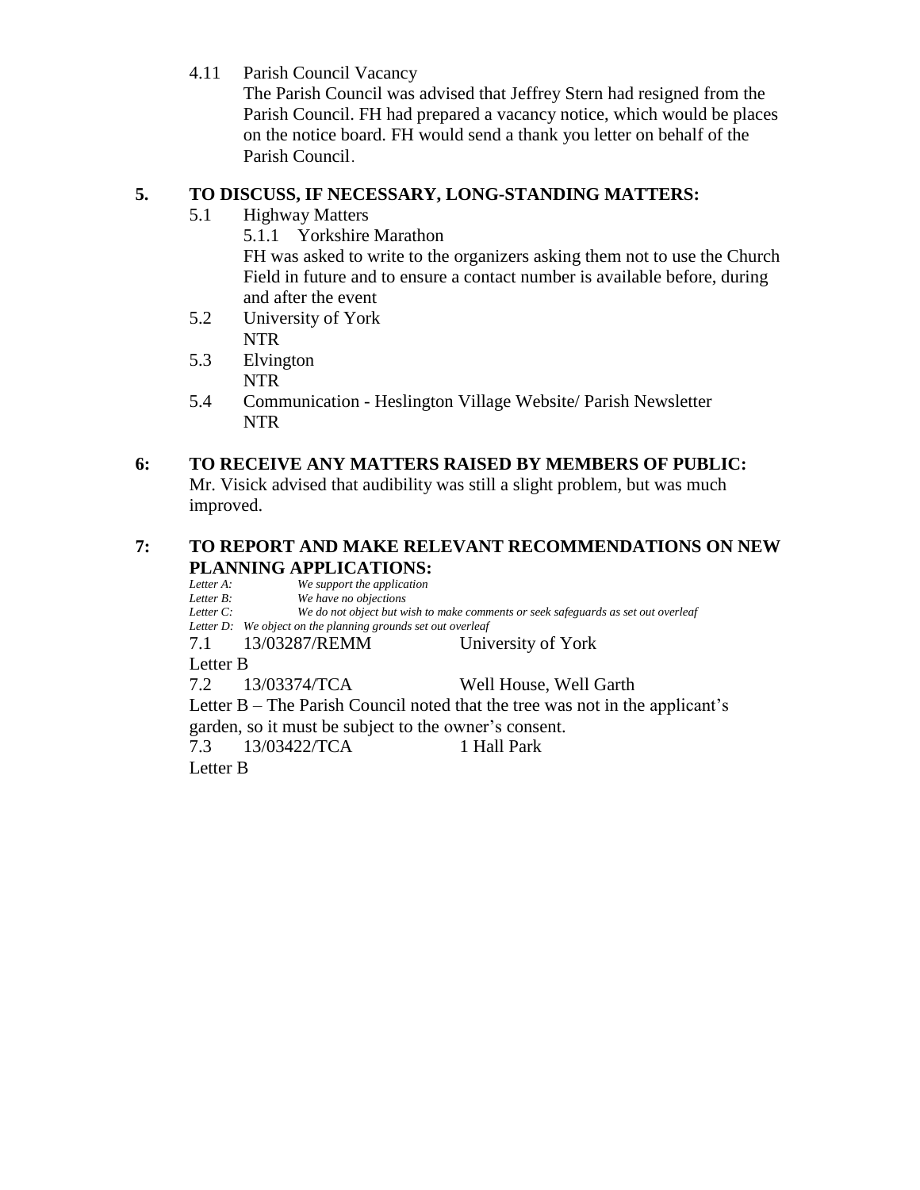4.11 Parish Council Vacancy

The Parish Council was advised that Jeffrey Stern had resigned from the Parish Council. FH had prepared a vacancy notice, which would be places on the notice board. FH would send a thank you letter on behalf of the Parish Council.

## 5. TO DISCUSS, IF NECESSARY, LONG-STANDING MATTERS:

5.1 Highway Matters

5.1.1 Yorkshire Marathon

FH was asked to write to the organizers asking them not to use the Church Field in future and to ensure a contact number is available before, during and after the event

5.2 University of York

NTR

5.3 Elvington

NTR

5.4 Communication - Heslington Village Website/ Parish Newsletter

NTR

## 6: TO RECEIVE ANY MATTERS RAISED BY MEMBERS OF PUBLIC:

Mr. Visick advised that audibility was still a slight problem, but was much improved.

## 7: TO REPORT AND MAKE RELEVANT RECOMMENDATIONS ON NEW PLANNING APPLICATIONS:

*Letter A: We support the application*
*Letter B: We have no objections*
*Letter C: We do not object but wish to make comments or seek safeguards as set out overleaf*
*Letter D: We object on the planning grounds set out overleaf*

7.1 13/03287/REMM University of York

Letter B

7.2 13/03374/TCA Well House, Well Garth

Letter B – The Parish Council noted that the tree was not in the applicant's garden, so it must be subject to the owner's consent.

7.3 13/03422/TCA 1 Hall Park

Letter B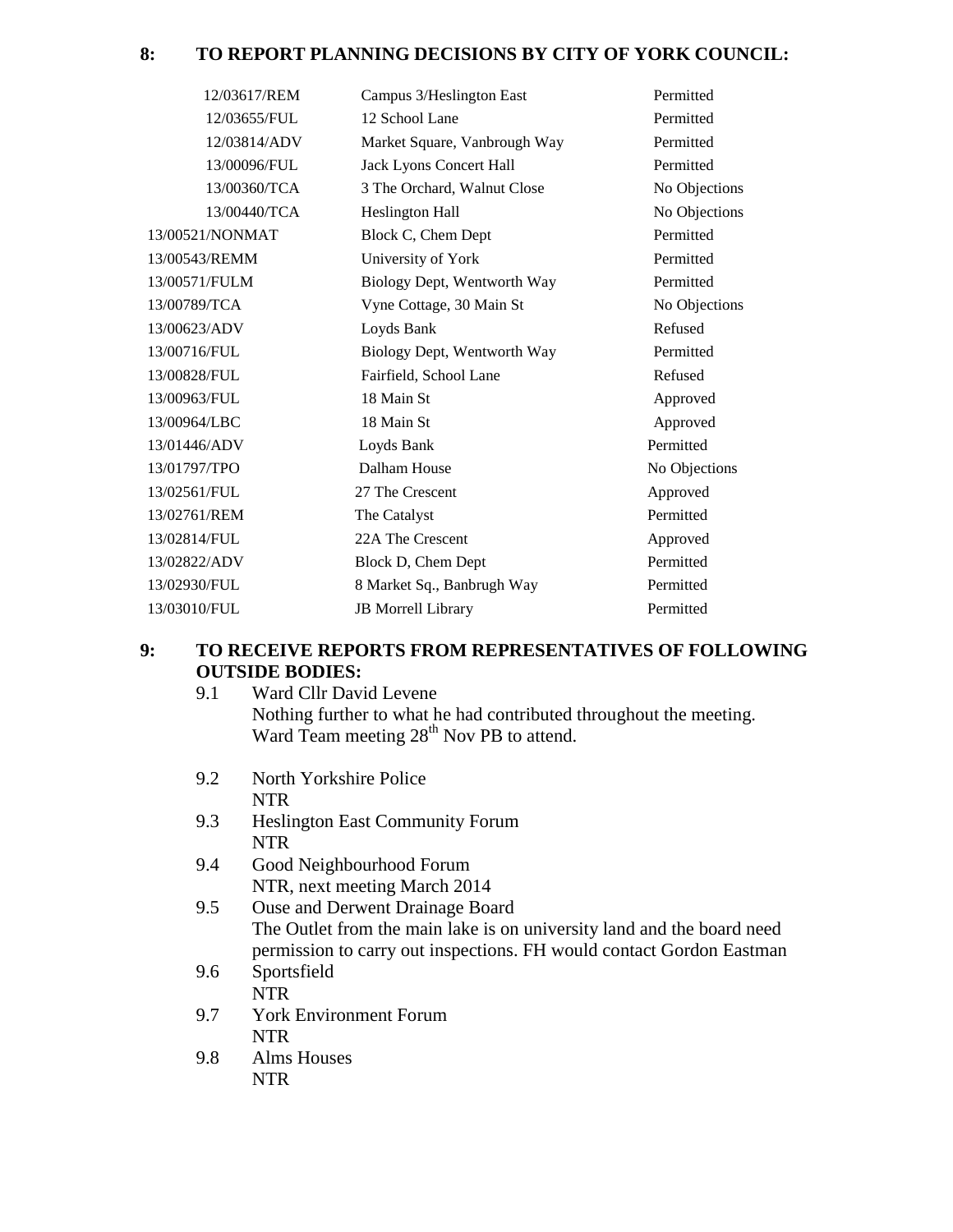## 8: TO REPORT PLANNING DECISIONS BY CITY OF YORK COUNCIL:

| | | |
|---|---|---|
| 12/03617/REM | Campus 3/Heslington East | Permitted |
| 12/03655/FUL | 12 School Lane | Permitted |
| 12/03814/ADV | Market Square, Vanbrough Way | Permitted |
| 13/00096/FUL | Jack Lyons Concert Hall | Permitted |
| 13/00360/TCA | 3 The Orchard, Walnut Close | No Objections |
| 13/00440/TCA | Heslington Hall | No Objections |
| 13/00521/NONMAT | Block C, Chem Dept | Permitted |
| 13/00543/REMM | University of York | Permitted |
| 13/00571/FULM | Biology Dept, Wentworth Way | Permitted |
| 13/00789/TCA | Vyne Cottage, 30 Main St | No Objections |
| 13/00623/ADV | Loyds Bank | Refused |
| 13/00716/FUL | Biology Dept, Wentworth Way | Permitted |
| 13/00828/FUL | Fairfield, School Lane | Refused |
| 13/00963/FUL | 18 Main St | Approved |
| 13/00964/LBC | 18 Main St | Approved |
| 13/01446/ADV | Loyds Bank | Permitted |
| 13/01797/TPO | Dalham House | No Objections |
| 13/02561/FUL | 27 The Crescent | Approved |
| 13/02761/REM | The Catalyst | Permitted |
| 13/02814/FUL | 22A The Crescent | Approved |
| 13/02822/ADV | Block D, Chem Dept | Permitted |
| 13/02930/FUL | 8 Market Sq., Banbrugh Way | Permitted |
| 13/03010/FUL | JB Morrell Library | Permitted |

## 9: TO RECEIVE REPORTS FROM REPRESENTATIVES OF FOLLOWING OUTSIDE BODIES:

9.1 Ward Cllr David Levene
Nothing further to what he had contributed throughout the meeting. Ward Team meeting 28th Nov PB to attend.

9.2 North Yorkshire Police
NTR

9.3 Heslington East Community Forum
NTR

9.4 Good Neighbourhood Forum
NTR, next meeting March 2014

9.5 Ouse and Derwent Drainage Board
The Outlet from the main lake is on university land and the board need permission to carry out inspections. FH would contact Gordon Eastman

9.6 Sportsfield
NTR

9.7 York Environment Forum
NTR

9.8 Alms Houses
NTR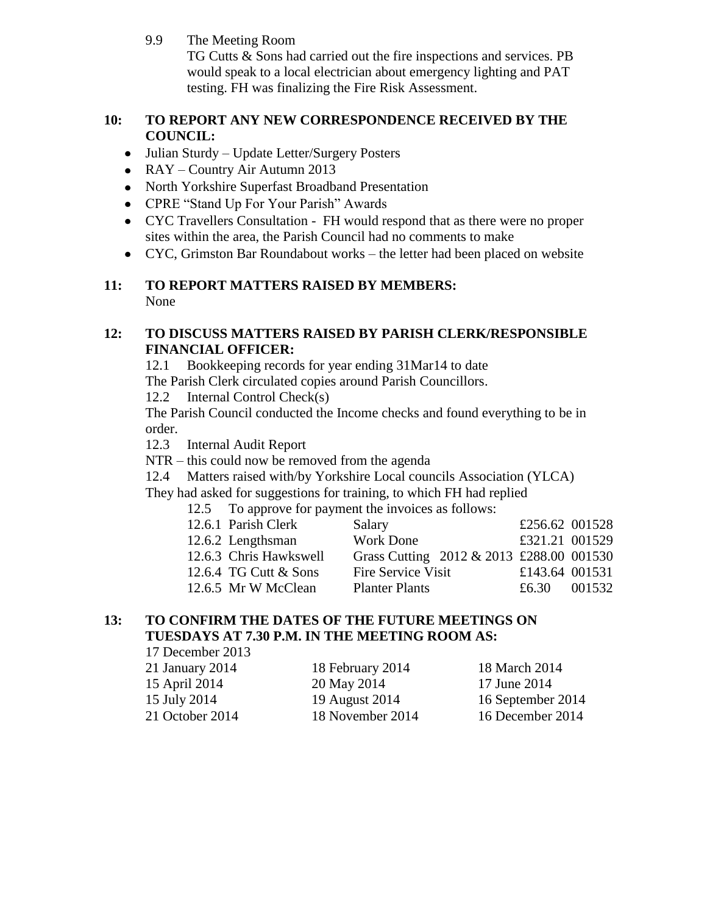9.9 The Meeting Room

TG Cutts & Sons had carried out the fire inspections and services. PB would speak to a local electrician about emergency lighting and PAT testing. FH was finalizing the Fire Risk Assessment.

## 10: TO REPORT ANY NEW CORRESPONDENCE RECEIVED BY THE COUNCIL:

- Julian Sturdy – Update Letter/Surgery Posters
- RAY – Country Air Autumn 2013
- North Yorkshire Superfast Broadband Presentation
- CPRE "Stand Up For Your Parish" Awards
- CYC Travellers Consultation - FH would respond that as there were no proper sites within the area, the Parish Council had no comments to make
- CYC, Grimston Bar Roundabout works – the letter had been placed on website

## 11: TO REPORT MATTERS RAISED BY MEMBERS:

None

## 12: TO DISCUSS MATTERS RAISED BY PARISH CLERK/RESPONSIBLE FINANCIAL OFFICER:

12.1 Bookkeeping records for year ending 31Mar14 to date

The Parish Clerk circulated copies around Parish Councillors.

12.2 Internal Control Check(s)

The Parish Council conducted the Income checks and found everything to be in order.

12.3 Internal Audit Report

NTR – this could now be removed from the agenda

12.4 Matters raised with/by Yorkshire Local councils Association (YLCA)

They had asked for suggestions for training, to which FH had replied

12.5 To approve for payment the invoices as follows:

| | | | |
|---|---|---|---|
| 12.6.1 Parish Clerk | Salary | £256.62 | 001528 |
| 12.6.2 Lengthsman | Work Done | £321.21 | 001529 |
| 12.6.3 Chris Hawkswell | Grass Cutting 2012 & 2013 | £288.00 | 001530 |
| 12.6.4 TG Cutt & Sons | Fire Service Visit | £143.64 | 001531 |
| 12.6.5 Mr W McClean | Planter Plants | £6.30 | 001532 |

## 13: TO CONFIRM THE DATES OF THE FUTURE MEETINGS ON TUESDAYS AT 7.30 P.M. IN THE MEETING ROOM AS:

17 December 2013

| | | |
|---|---|---|
| 21 January 2014 | 18 February 2014 | 18 March 2014 |
| 15 April 2014 | 20 May 2014 | 17 June 2014 |
| 15 July 2014 | 19 August 2014 | 16 September 2014 |
| 21 October 2014 | 18 November 2014 | 16 December 2014 |